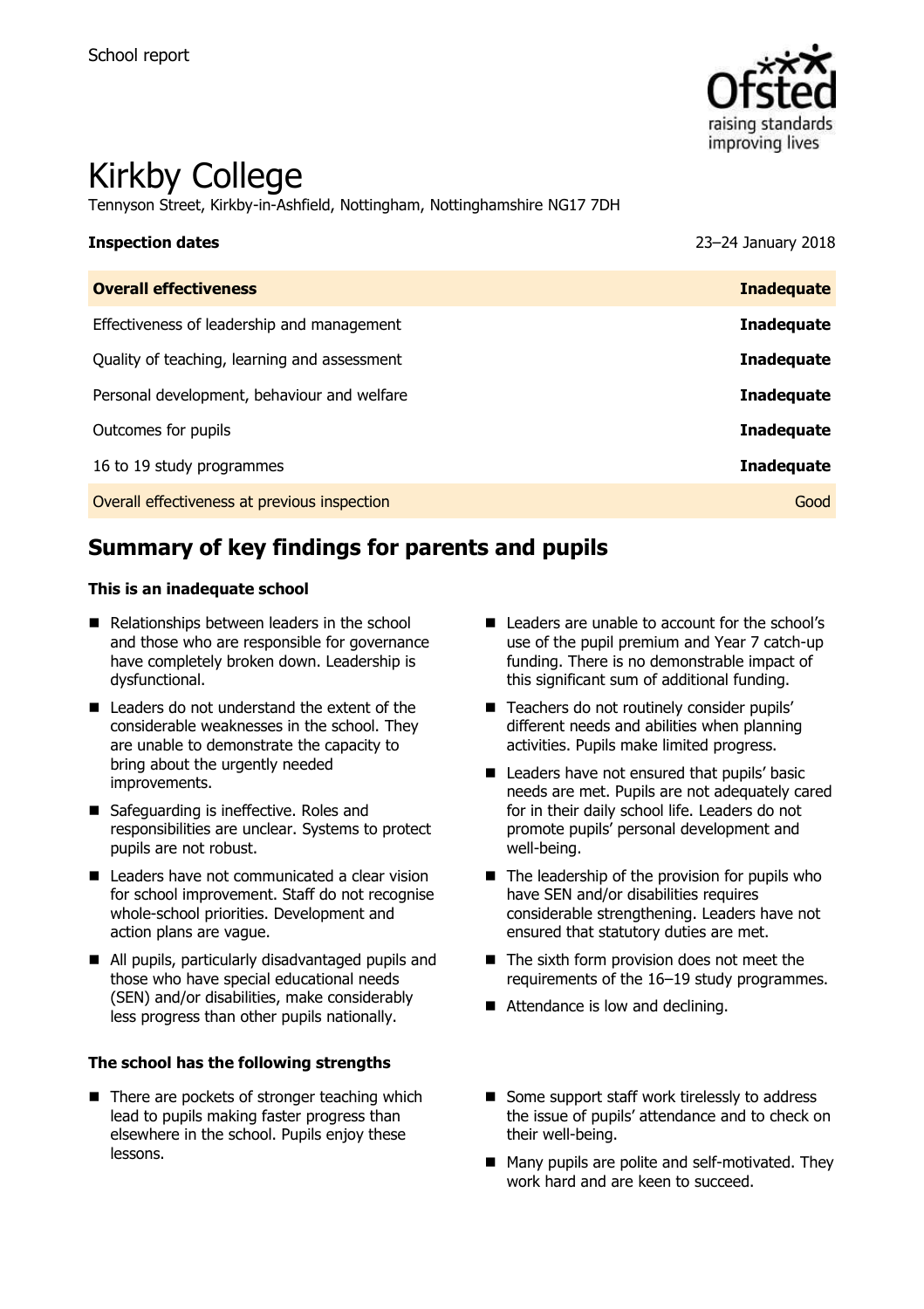School report

# Kirkby College

Tennyson Street, Kirkby-in-Ashfield, Nottingham, Nottinghamshire NG17 7DH

**Inspection dates** 23–24 January 2018

| **Overall effectiveness** | **Inadequate** |
| --- | --- |
| Effectiveness of leadership and management | **Inadequate** |
| Quality of teaching, learning and assessment | **Inadequate** |
| Personal development, behaviour and welfare | **Inadequate** |
| Outcomes for pupils | **Inadequate** |
| 16 to 19 study programmes | **Inadequate** |
| Overall effectiveness at previous inspection | Good |

## Summary of key findings for parents and pupils

### This is an inadequate school

- Relationships between leaders in the school and those who are responsible for governance have completely broken down. Leadership is dysfunctional.
- Leaders do not understand the extent of the considerable weaknesses in the school. They are unable to demonstrate the capacity to bring about the urgently needed improvements.
- Safeguarding is ineffective. Roles and responsibilities are unclear. Systems to protect pupils are not robust.
- Leaders have not communicated a clear vision for school improvement. Staff do not recognise whole-school priorities. Development and action plans are vague.
- All pupils, particularly disadvantaged pupils and those who have special educational needs (SEN) and/or disabilities, make considerably less progress than other pupils nationally.
- Leaders are unable to account for the school's use of the pupil premium and Year 7 catch-up funding. There is no demonstrable impact of this significant sum of additional funding.
- Teachers do not routinely consider pupils' different needs and abilities when planning activities. Pupils make limited progress.
- Leaders have not ensured that pupils' basic needs are met. Pupils are not adequately cared for in their daily school life. Leaders do not promote pupils' personal development and well-being.
- The leadership of the provision for pupils who have SEN and/or disabilities requires considerable strengthening. Leaders have not ensured that statutory duties are met.
- The sixth form provision does not meet the requirements of the 16–19 study programmes.
- Attendance is low and declining.

### The school has the following strengths

- There are pockets of stronger teaching which lead to pupils making faster progress than elsewhere in the school. Pupils enjoy these lessons.
- Some support staff work tirelessly to address the issue of pupils' attendance and to check on their well-being.
- Many pupils are polite and self-motivated. They work hard and are keen to succeed.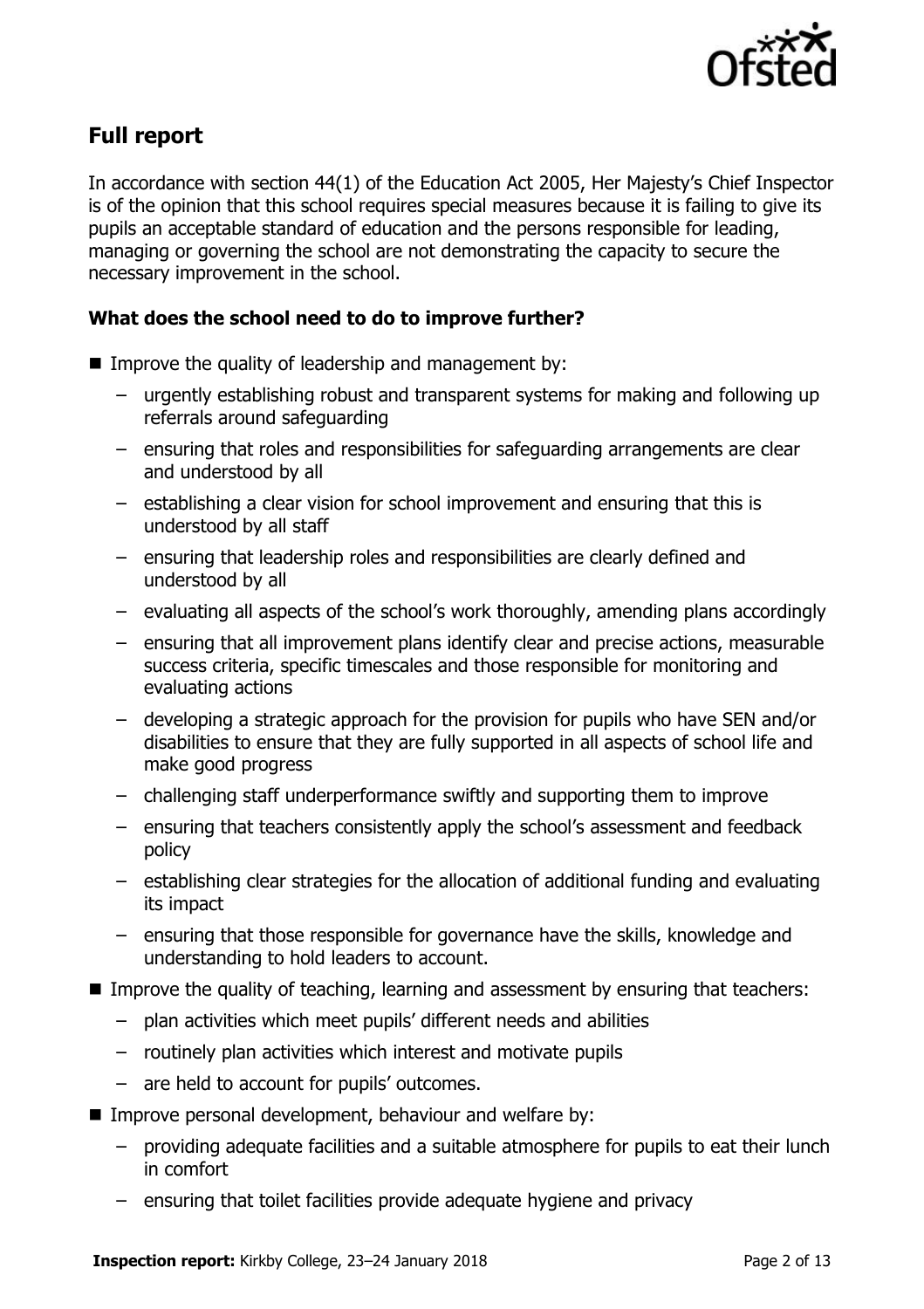## Full report

In accordance with section 44(1) of the Education Act 2005, Her Majesty's Chief Inspector is of the opinion that this school requires special measures because it is failing to give its pupils an acceptable standard of education and the persons responsible for leading, managing or governing the school are not demonstrating the capacity to secure the necessary improvement in the school.

### What does the school need to do to improve further?

- Improve the quality of leadership and management by:
  - urgently establishing robust and transparent systems for making and following up referrals around safeguarding
  - ensuring that roles and responsibilities for safeguarding arrangements are clear and understood by all
  - establishing a clear vision for school improvement and ensuring that this is understood by all staff
  - ensuring that leadership roles and responsibilities are clearly defined and understood by all
  - evaluating all aspects of the school's work thoroughly, amending plans accordingly
  - ensuring that all improvement plans identify clear and precise actions, measurable success criteria, specific timescales and those responsible for monitoring and evaluating actions
  - developing a strategic approach for the provision for pupils who have SEN and/or disabilities to ensure that they are fully supported in all aspects of school life and make good progress
  - challenging staff underperformance swiftly and supporting them to improve
  - ensuring that teachers consistently apply the school's assessment and feedback policy
  - establishing clear strategies for the allocation of additional funding and evaluating its impact
  - ensuring that those responsible for governance have the skills, knowledge and understanding to hold leaders to account.
- Improve the quality of teaching, learning and assessment by ensuring that teachers:
  - plan activities which meet pupils' different needs and abilities
  - routinely plan activities which interest and motivate pupils
  - are held to account for pupils' outcomes.
- Improve personal development, behaviour and welfare by:
  - providing adequate facilities and a suitable atmosphere for pupils to eat their lunch in comfort
  - ensuring that toilet facilities provide adequate hygiene and privacy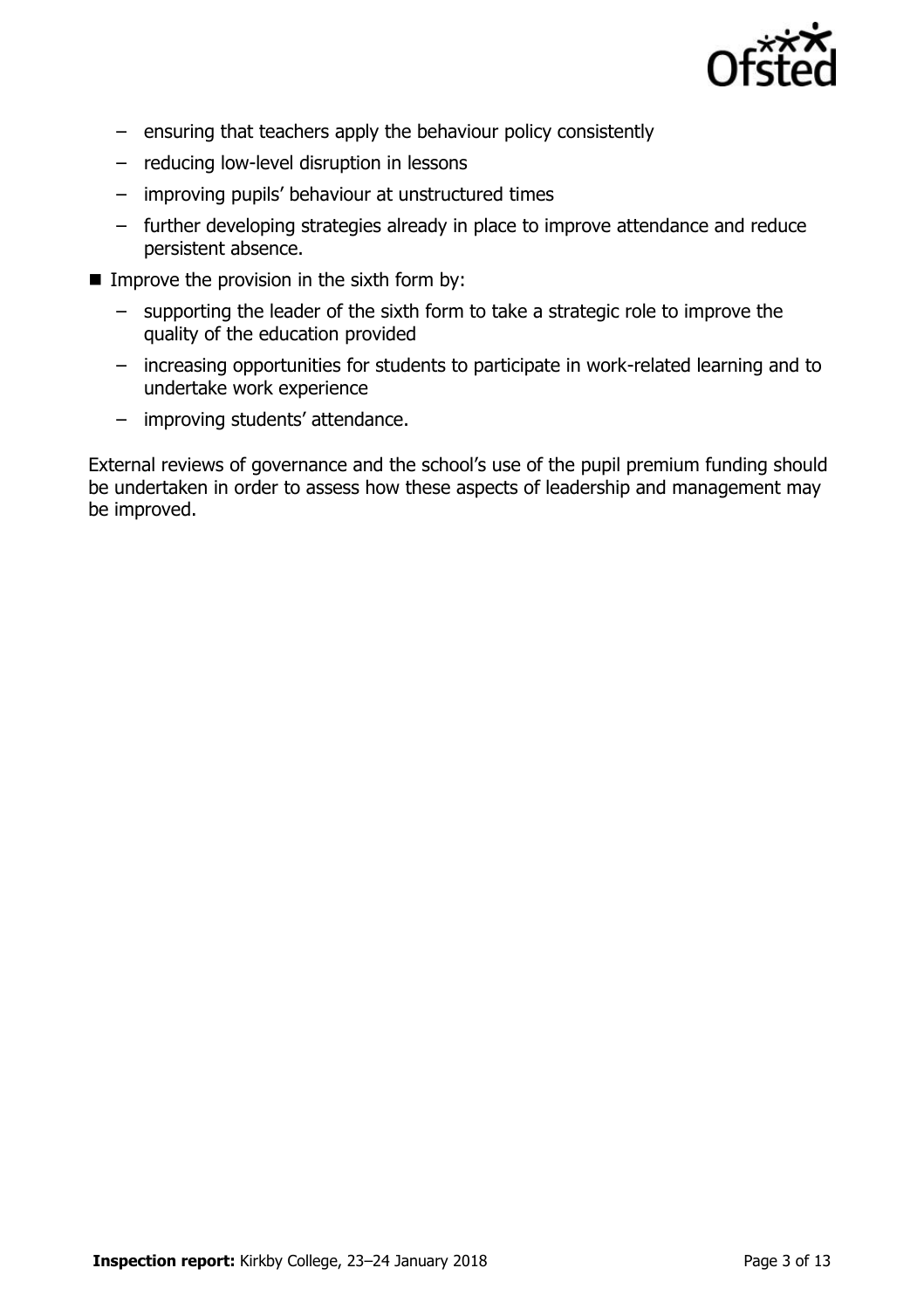- ensuring that teachers apply the behaviour policy consistently
  - reducing low-level disruption in lessons
  - improving pupils' behaviour at unstructured times
  - further developing strategies already in place to improve attendance and reduce persistent absence.
- Improve the provision in the sixth form by:
  - supporting the leader of the sixth form to take a strategic role to improve the quality of the education provided
  - increasing opportunities for students to participate in work-related learning and to undertake work experience
  - improving students' attendance.

External reviews of governance and the school's use of the pupil premium funding should be undertaken in order to assess how these aspects of leadership and management may be improved.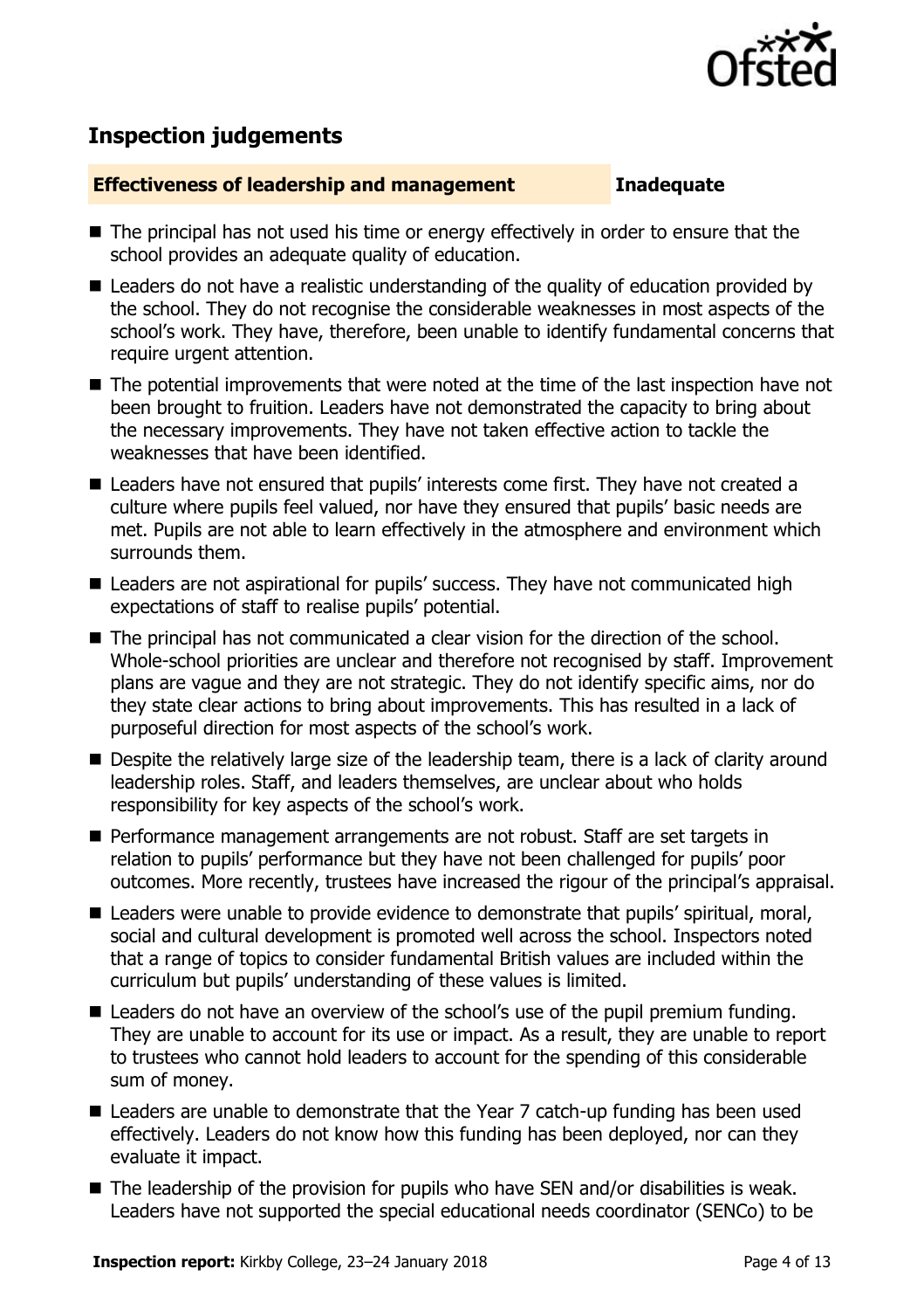## Inspection judgements

**Effectiveness of leadership and management** **Inadequate**

- The principal has not used his time or energy effectively in order to ensure that the school provides an adequate quality of education.
- Leaders do not have a realistic understanding of the quality of education provided by the school. They do not recognise the considerable weaknesses in most aspects of the school's work. They have, therefore, been unable to identify fundamental concerns that require urgent attention.
- The potential improvements that were noted at the time of the last inspection have not been brought to fruition. Leaders have not demonstrated the capacity to bring about the necessary improvements. They have not taken effective action to tackle the weaknesses that have been identified.
- Leaders have not ensured that pupils' interests come first. They have not created a culture where pupils feel valued, nor have they ensured that pupils' basic needs are met. Pupils are not able to learn effectively in the atmosphere and environment which surrounds them.
- Leaders are not aspirational for pupils' success. They have not communicated high expectations of staff to realise pupils' potential.
- The principal has not communicated a clear vision for the direction of the school. Whole-school priorities are unclear and therefore not recognised by staff. Improvement plans are vague and they are not strategic. They do not identify specific aims, nor do they state clear actions to bring about improvements. This has resulted in a lack of purposeful direction for most aspects of the school's work.
- Despite the relatively large size of the leadership team, there is a lack of clarity around leadership roles. Staff, and leaders themselves, are unclear about who holds responsibility for key aspects of the school's work.
- Performance management arrangements are not robust. Staff are set targets in relation to pupils' performance but they have not been challenged for pupils' poor outcomes. More recently, trustees have increased the rigour of the principal's appraisal.
- Leaders were unable to provide evidence to demonstrate that pupils' spiritual, moral, social and cultural development is promoted well across the school. Inspectors noted that a range of topics to consider fundamental British values are included within the curriculum but pupils' understanding of these values is limited.
- Leaders do not have an overview of the school's use of the pupil premium funding. They are unable to account for its use or impact. As a result, they are unable to report to trustees who cannot hold leaders to account for the spending of this considerable sum of money.
- Leaders are unable to demonstrate that the Year 7 catch-up funding has been used effectively. Leaders do not know how this funding has been deployed, nor can they evaluate it impact.
- The leadership of the provision for pupils who have SEN and/or disabilities is weak. Leaders have not supported the special educational needs coordinator (SENCo) to be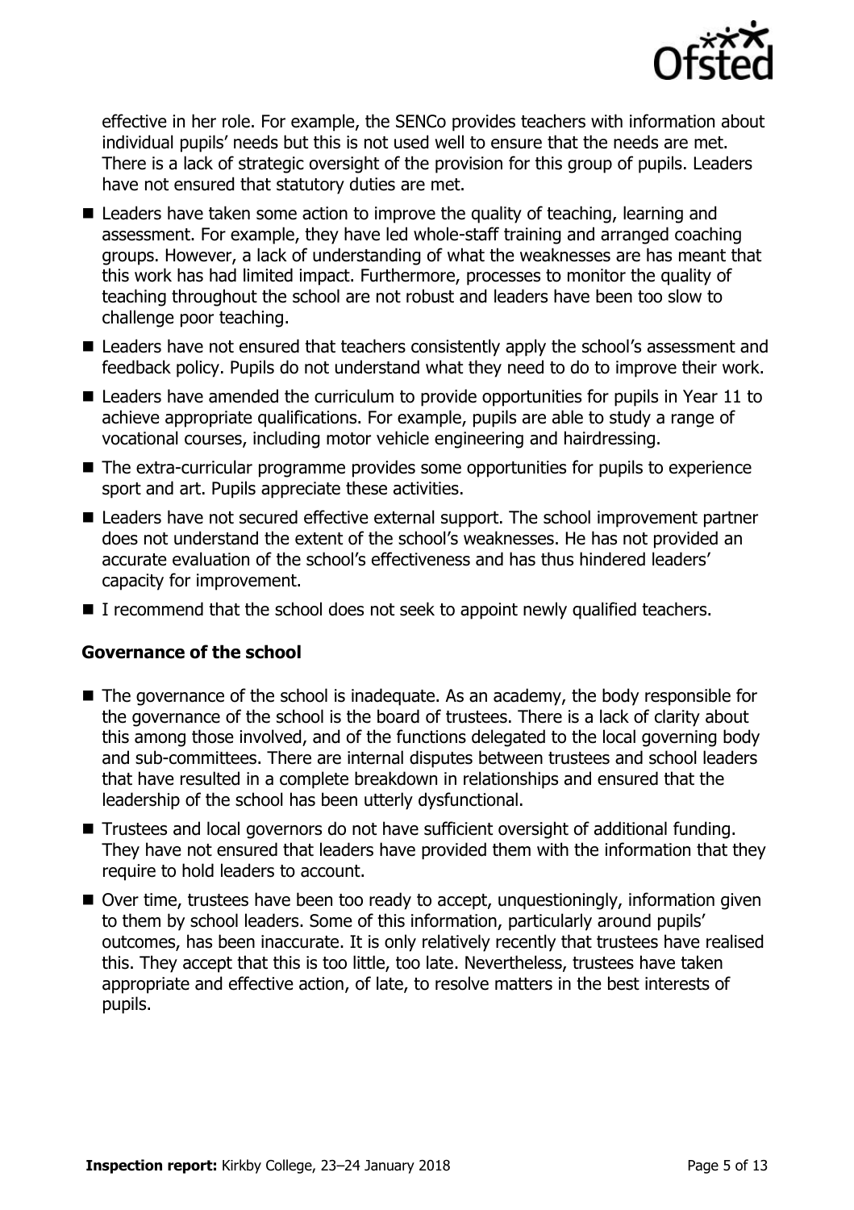effective in her role. For example, the SENCo provides teachers with information about individual pupils' needs but this is not used well to ensure that the needs are met. There is a lack of strategic oversight of the provision for this group of pupils. Leaders have not ensured that statutory duties are met.

- Leaders have taken some action to improve the quality of teaching, learning and assessment. For example, they have led whole-staff training and arranged coaching groups. However, a lack of understanding of what the weaknesses are has meant that this work has had limited impact. Furthermore, processes to monitor the quality of teaching throughout the school are not robust and leaders have been too slow to challenge poor teaching.
- Leaders have not ensured that teachers consistently apply the school's assessment and feedback policy. Pupils do not understand what they need to do to improve their work.
- Leaders have amended the curriculum to provide opportunities for pupils in Year 11 to achieve appropriate qualifications. For example, pupils are able to study a range of vocational courses, including motor vehicle engineering and hairdressing.
- The extra-curricular programme provides some opportunities for pupils to experience sport and art. Pupils appreciate these activities.
- Leaders have not secured effective external support. The school improvement partner does not understand the extent of the school's weaknesses. He has not provided an accurate evaluation of the school's effectiveness and has thus hindered leaders' capacity for improvement.
- I recommend that the school does not seek to appoint newly qualified teachers.

### Governance of the school

- The governance of the school is inadequate. As an academy, the body responsible for the governance of the school is the board of trustees. There is a lack of clarity about this among those involved, and of the functions delegated to the local governing body and sub-committees. There are internal disputes between trustees and school leaders that have resulted in a complete breakdown in relationships and ensured that the leadership of the school has been utterly dysfunctional.
- Trustees and local governors do not have sufficient oversight of additional funding. They have not ensured that leaders have provided them with the information that they require to hold leaders to account.
- Over time, trustees have been too ready to accept, unquestioningly, information given to them by school leaders. Some of this information, particularly around pupils' outcomes, has been inaccurate. It is only relatively recently that trustees have realised this. They accept that this is too little, too late. Nevertheless, trustees have taken appropriate and effective action, of late, to resolve matters in the best interests of pupils.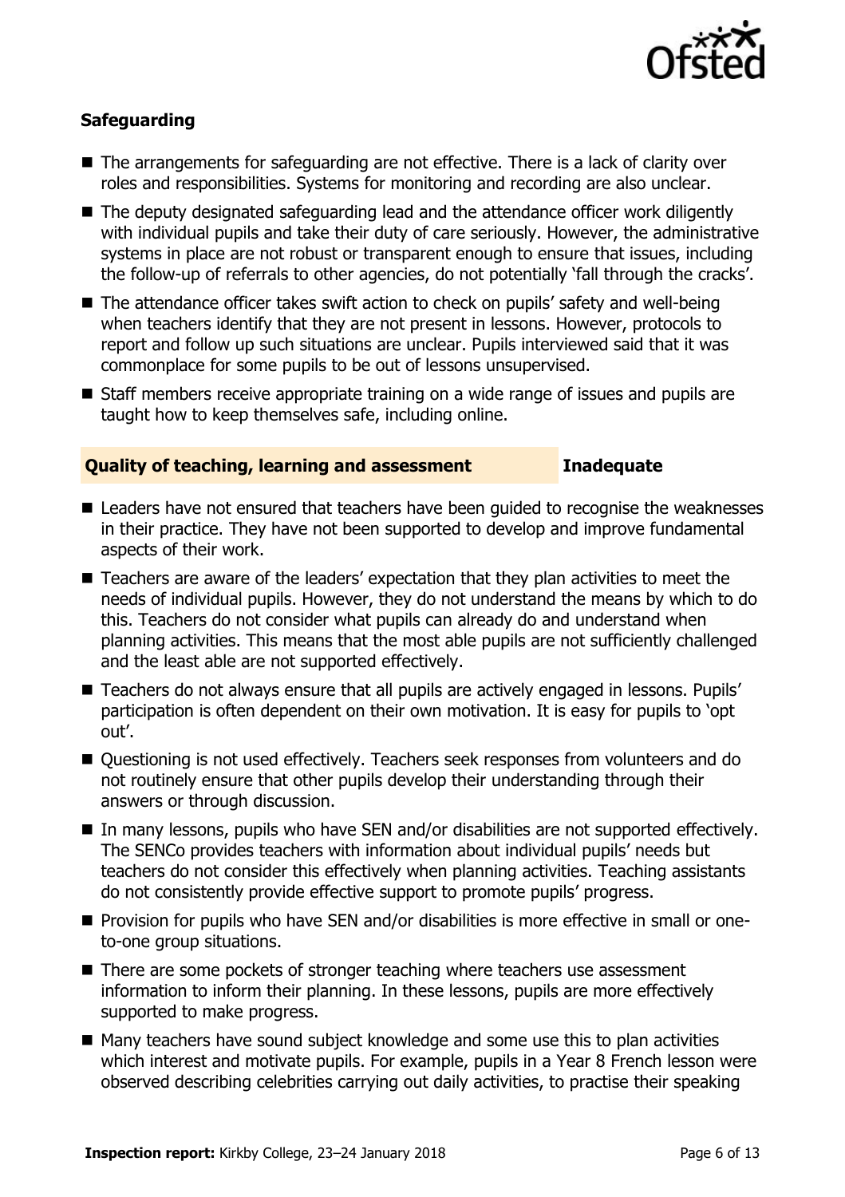### Safeguarding

- The arrangements for safeguarding are not effective. There is a lack of clarity over roles and responsibilities. Systems for monitoring and recording are also unclear.
- The deputy designated safeguarding lead and the attendance officer work diligently with individual pupils and take their duty of care seriously. However, the administrative systems in place are not robust or transparent enough to ensure that issues, including the follow-up of referrals to other agencies, do not potentially 'fall through the cracks'.
- The attendance officer takes swift action to check on pupils' safety and well-being when teachers identify that they are not present in lessons. However, protocols to report and follow up such situations are unclear. Pupils interviewed said that it was commonplace for some pupils to be out of lessons unsupervised.
- Staff members receive appropriate training on a wide range of issues and pupils are taught how to keep themselves safe, including online.

## Quality of teaching, learning and assessment — Inadequate

- Leaders have not ensured that teachers have been guided to recognise the weaknesses in their practice. They have not been supported to develop and improve fundamental aspects of their work.
- Teachers are aware of the leaders' expectation that they plan activities to meet the needs of individual pupils. However, they do not understand the means by which to do this. Teachers do not consider what pupils can already do and understand when planning activities. This means that the most able pupils are not sufficiently challenged and the least able are not supported effectively.
- Teachers do not always ensure that all pupils are actively engaged in lessons. Pupils' participation is often dependent on their own motivation. It is easy for pupils to 'opt out'.
- Questioning is not used effectively. Teachers seek responses from volunteers and do not routinely ensure that other pupils develop their understanding through their answers or through discussion.
- In many lessons, pupils who have SEN and/or disabilities are not supported effectively. The SENCo provides teachers with information about individual pupils' needs but teachers do not consider this effectively when planning activities. Teaching assistants do not consistently provide effective support to promote pupils' progress.
- Provision for pupils who have SEN and/or disabilities is more effective in small or one-to-one group situations.
- There are some pockets of stronger teaching where teachers use assessment information to inform their planning. In these lessons, pupils are more effectively supported to make progress.
- Many teachers have sound subject knowledge and some use this to plan activities which interest and motivate pupils. For example, pupils in a Year 8 French lesson were observed describing celebrities carrying out daily activities, to practise their speaking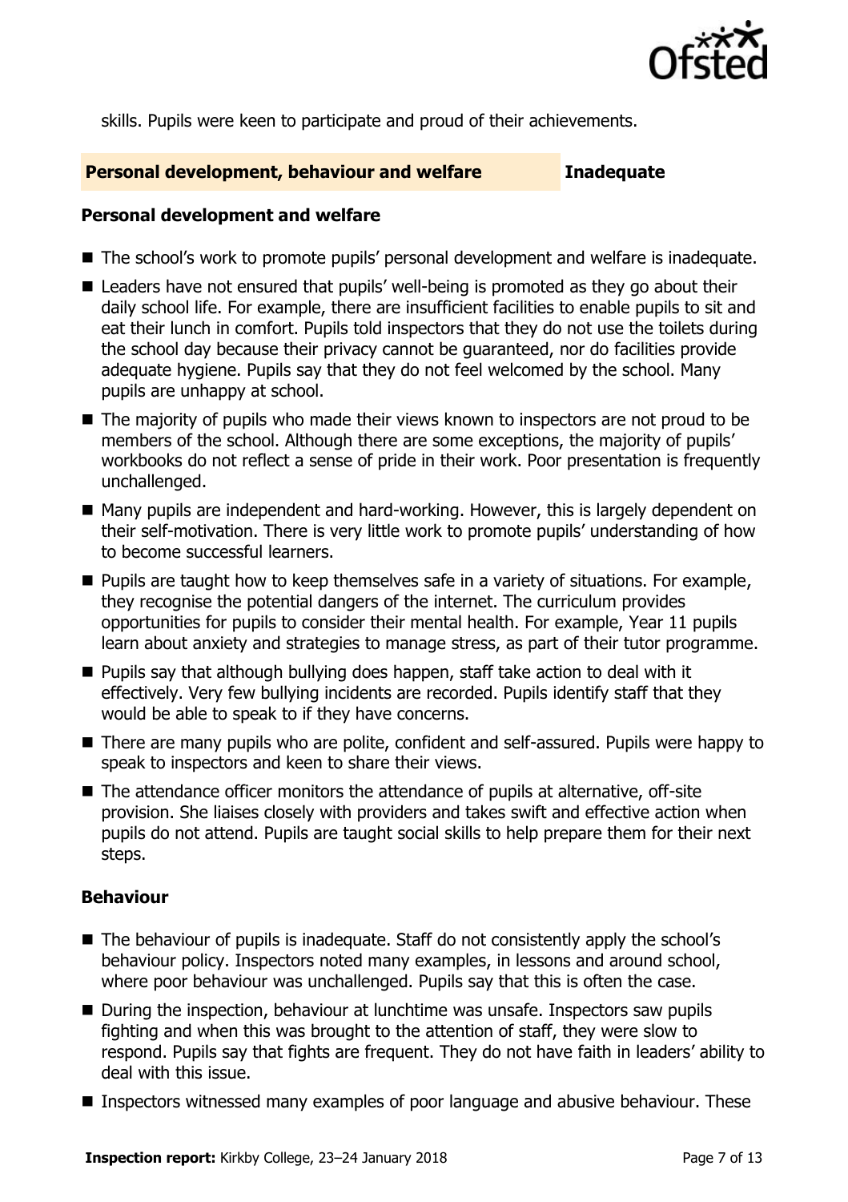skills. Pupils were keen to participate and proud of their achievements.

## Personal development, behaviour and welfare — Inadequate

### Personal development and welfare

- The school's work to promote pupils' personal development and welfare is inadequate.
- Leaders have not ensured that pupils' well-being is promoted as they go about their daily school life. For example, there are insufficient facilities to enable pupils to sit and eat their lunch in comfort. Pupils told inspectors that they do not use the toilets during the school day because their privacy cannot be guaranteed, nor do facilities provide adequate hygiene. Pupils say that they do not feel welcomed by the school. Many pupils are unhappy at school.
- The majority of pupils who made their views known to inspectors are not proud to be members of the school. Although there are some exceptions, the majority of pupils' workbooks do not reflect a sense of pride in their work. Poor presentation is frequently unchallenged.
- Many pupils are independent and hard-working. However, this is largely dependent on their self-motivation. There is very little work to promote pupils' understanding of how to become successful learners.
- Pupils are taught how to keep themselves safe in a variety of situations. For example, they recognise the potential dangers of the internet. The curriculum provides opportunities for pupils to consider their mental health. For example, Year 11 pupils learn about anxiety and strategies to manage stress, as part of their tutor programme.
- Pupils say that although bullying does happen, staff take action to deal with it effectively. Very few bullying incidents are recorded. Pupils identify staff that they would be able to speak to if they have concerns.
- There are many pupils who are polite, confident and self-assured. Pupils were happy to speak to inspectors and keen to share their views.
- The attendance officer monitors the attendance of pupils at alternative, off-site provision. She liaises closely with providers and takes swift and effective action when pupils do not attend. Pupils are taught social skills to help prepare them for their next steps.

### Behaviour

- The behaviour of pupils is inadequate. Staff do not consistently apply the school's behaviour policy. Inspectors noted many examples, in lessons and around school, where poor behaviour was unchallenged. Pupils say that this is often the case.
- During the inspection, behaviour at lunchtime was unsafe. Inspectors saw pupils fighting and when this was brought to the attention of staff, they were slow to respond. Pupils say that fights are frequent. They do not have faith in leaders' ability to deal with this issue.
- Inspectors witnessed many examples of poor language and abusive behaviour. These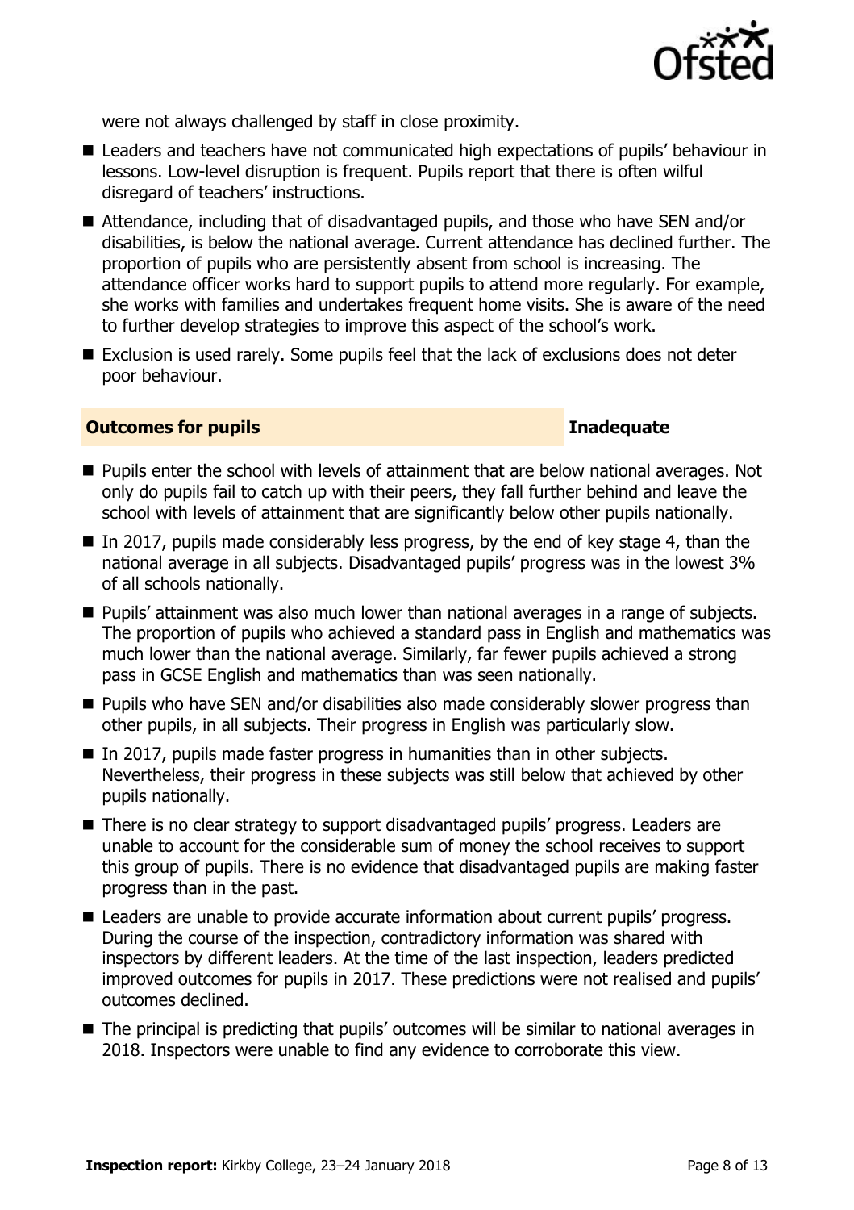were not always challenged by staff in close proximity.

- Leaders and teachers have not communicated high expectations of pupils' behaviour in lessons. Low-level disruption is frequent. Pupils report that there is often wilful disregard of teachers' instructions.
- Attendance, including that of disadvantaged pupils, and those who have SEN and/or disabilities, is below the national average. Current attendance has declined further. The proportion of pupils who are persistently absent from school is increasing. The attendance officer works hard to support pupils to attend more regularly. For example, she works with families and undertakes frequent home visits. She is aware of the need to further develop strategies to improve this aspect of the school's work.
- Exclusion is used rarely. Some pupils feel that the lack of exclusions does not deter poor behaviour.

### Outcomes for pupils — Inadequate

- Pupils enter the school with levels of attainment that are below national averages. Not only do pupils fail to catch up with their peers, they fall further behind and leave the school with levels of attainment that are significantly below other pupils nationally.
- In 2017, pupils made considerably less progress, by the end of key stage 4, than the national average in all subjects. Disadvantaged pupils' progress was in the lowest 3% of all schools nationally.
- Pupils' attainment was also much lower than national averages in a range of subjects. The proportion of pupils who achieved a standard pass in English and mathematics was much lower than the national average. Similarly, far fewer pupils achieved a strong pass in GCSE English and mathematics than was seen nationally.
- Pupils who have SEN and/or disabilities also made considerably slower progress than other pupils, in all subjects. Their progress in English was particularly slow.
- In 2017, pupils made faster progress in humanities than in other subjects. Nevertheless, their progress in these subjects was still below that achieved by other pupils nationally.
- There is no clear strategy to support disadvantaged pupils' progress. Leaders are unable to account for the considerable sum of money the school receives to support this group of pupils. There is no evidence that disadvantaged pupils are making faster progress than in the past.
- Leaders are unable to provide accurate information about current pupils' progress. During the course of the inspection, contradictory information was shared with inspectors by different leaders. At the time of the last inspection, leaders predicted improved outcomes for pupils in 2017. These predictions were not realised and pupils' outcomes declined.
- The principal is predicting that pupils' outcomes will be similar to national averages in 2018. Inspectors were unable to find any evidence to corroborate this view.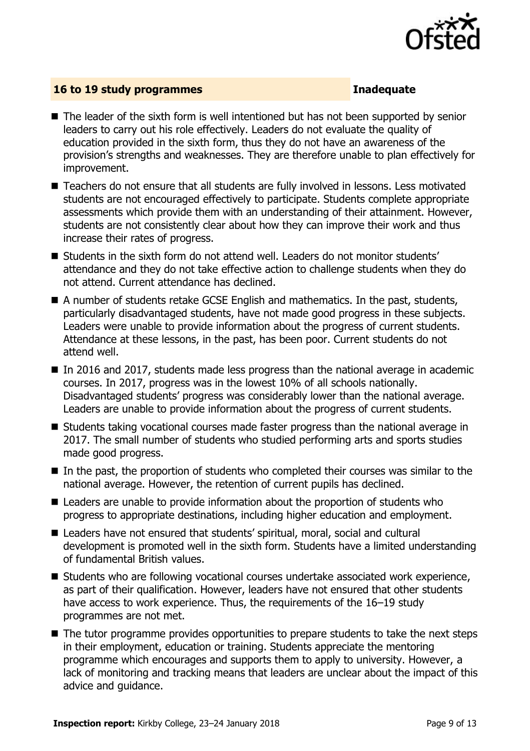## 16 to 19 study programmes — Inadequate

- The leader of the sixth form is well intentioned but has not been supported by senior leaders to carry out his role effectively. Leaders do not evaluate the quality of education provided in the sixth form, thus they do not have an awareness of the provision's strengths and weaknesses. They are therefore unable to plan effectively for improvement.
- Teachers do not ensure that all students are fully involved in lessons. Less motivated students are not encouraged effectively to participate. Students complete appropriate assessments which provide them with an understanding of their attainment. However, students are not consistently clear about how they can improve their work and thus increase their rates of progress.
- Students in the sixth form do not attend well. Leaders do not monitor students' attendance and they do not take effective action to challenge students when they do not attend. Current attendance has declined.
- A number of students retake GCSE English and mathematics. In the past, students, particularly disadvantaged students, have not made good progress in these subjects. Leaders were unable to provide information about the progress of current students. Attendance at these lessons, in the past, has been poor. Current students do not attend well.
- In 2016 and 2017, students made less progress than the national average in academic courses. In 2017, progress was in the lowest 10% of all schools nationally. Disadvantaged students' progress was considerably lower than the national average. Leaders are unable to provide information about the progress of current students.
- Students taking vocational courses made faster progress than the national average in 2017. The small number of students who studied performing arts and sports studies made good progress.
- In the past, the proportion of students who completed their courses was similar to the national average. However, the retention of current pupils has declined.
- Leaders are unable to provide information about the proportion of students who progress to appropriate destinations, including higher education and employment.
- Leaders have not ensured that students' spiritual, moral, social and cultural development is promoted well in the sixth form. Students have a limited understanding of fundamental British values.
- Students who are following vocational courses undertake associated work experience, as part of their qualification. However, leaders have not ensured that other students have access to work experience. Thus, the requirements of the 16–19 study programmes are not met.
- The tutor programme provides opportunities to prepare students to take the next steps in their employment, education or training. Students appreciate the mentoring programme which encourages and supports them to apply to university. However, a lack of monitoring and tracking means that leaders are unclear about the impact of this advice and guidance.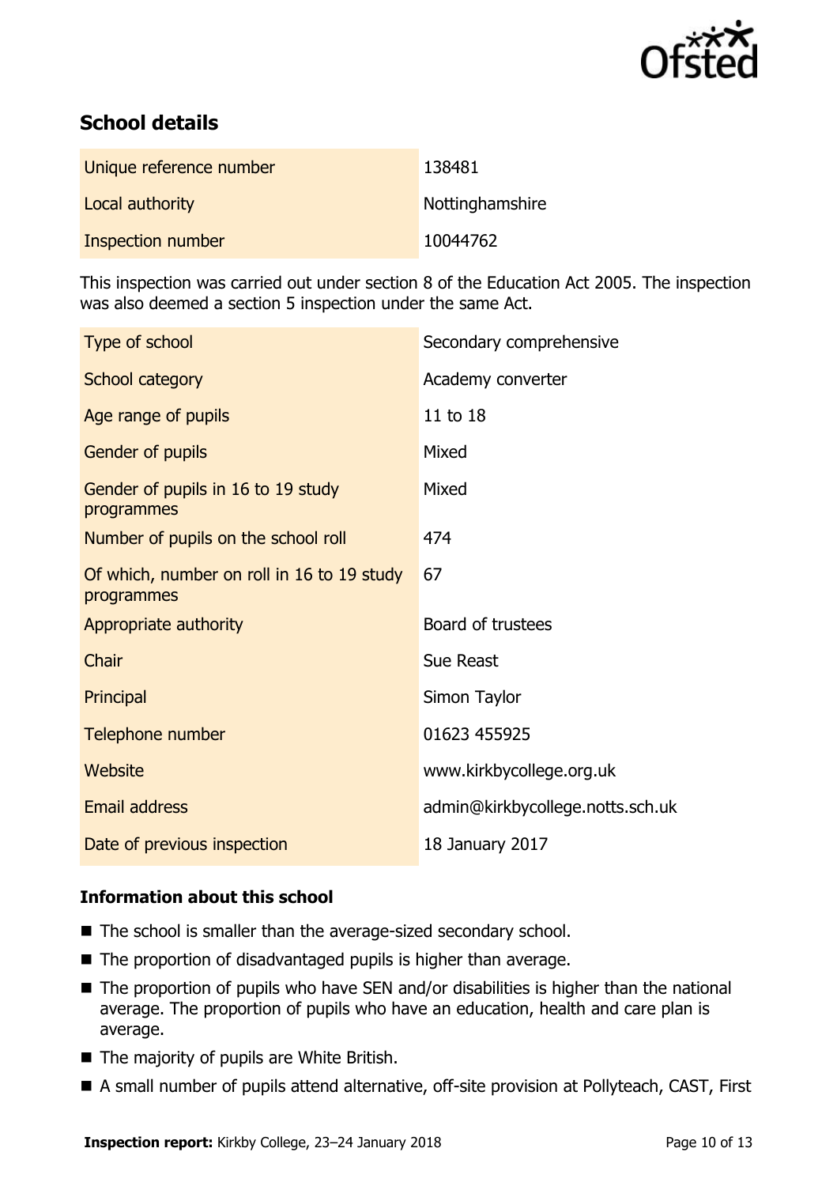## School details

| | |
|---|---|
| Unique reference number | 138481 |
| Local authority | Nottinghamshire |
| Inspection number | 10044762 |

This inspection was carried out under section 8 of the Education Act 2005. The inspection was also deemed a section 5 inspection under the same Act.

| | |
|---|---|
| Type of school | Secondary comprehensive |
| School category | Academy converter |
| Age range of pupils | 11 to 18 |
| Gender of pupils | Mixed |
| Gender of pupils in 16 to 19 study programmes | Mixed |
| Number of pupils on the school roll | 474 |
| Of which, number on roll in 16 to 19 study programmes | 67 |
| Appropriate authority | Board of trustees |
| Chair | Sue Reast |
| Principal | Simon Taylor |
| Telephone number | 01623 455925 |
| Website | www.kirkbycollege.org.uk |
| Email address | admin@kirkbycollege.notts.sch.uk |
| Date of previous inspection | 18 January 2017 |

### Information about this school

- The school is smaller than the average-sized secondary school.
- The proportion of disadvantaged pupils is higher than average.
- The proportion of pupils who have SEN and/or disabilities is higher than the national average. The proportion of pupils who have an education, health and care plan is average.
- The majority of pupils are White British.
- A small number of pupils attend alternative, off-site provision at Pollyteach, CAST, First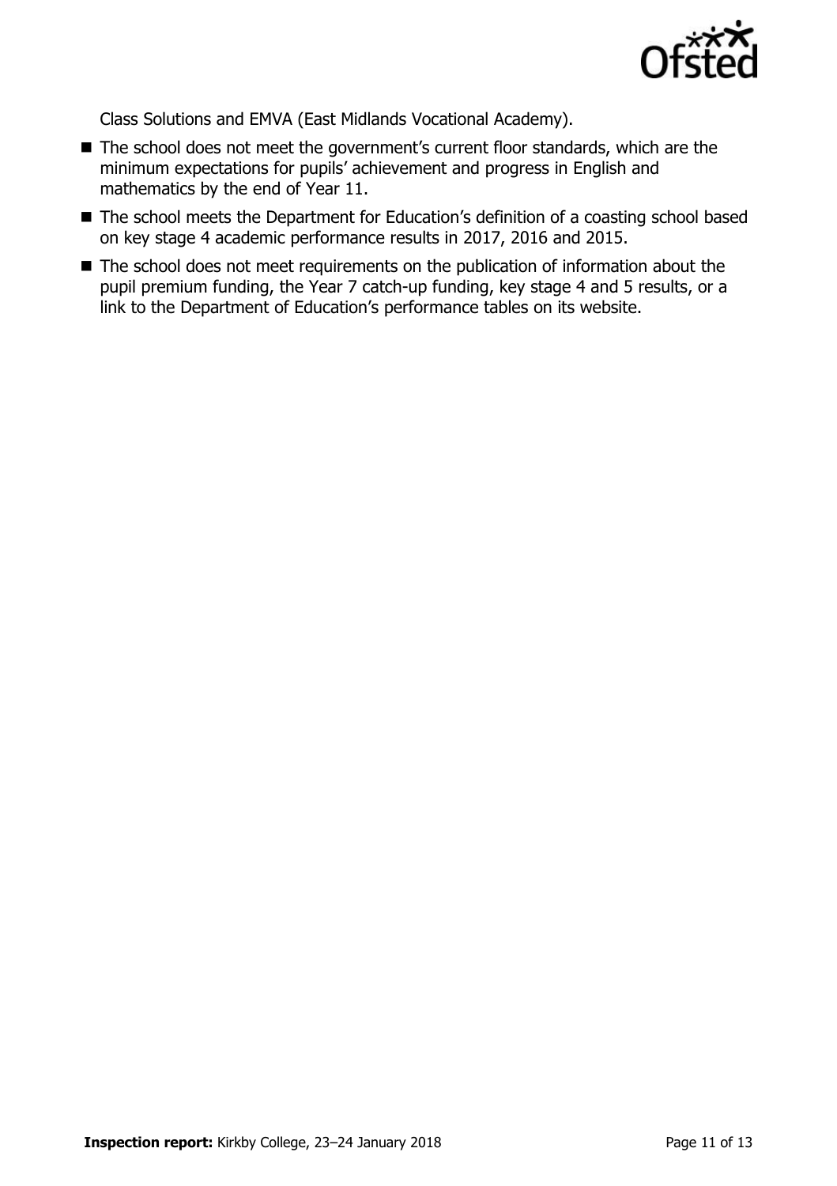Class Solutions and EMVA (East Midlands Vocational Academy).

- The school does not meet the government's current floor standards, which are the minimum expectations for pupils' achievement and progress in English and mathematics by the end of Year 11.
- The school meets the Department for Education's definition of a coasting school based on key stage 4 academic performance results in 2017, 2016 and 2015.
- The school does not meet requirements on the publication of information about the pupil premium funding, the Year 7 catch-up funding, key stage 4 and 5 results, or a link to the Department of Education's performance tables on its website.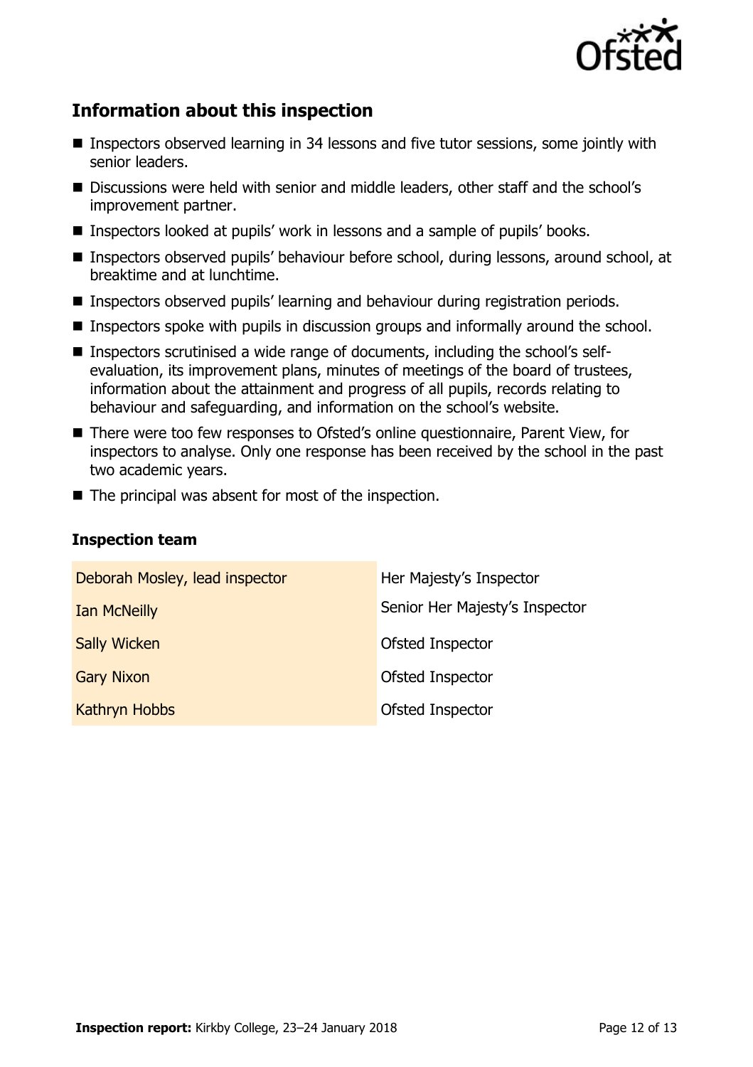## Information about this inspection

- Inspectors observed learning in 34 lessons and five tutor sessions, some jointly with senior leaders.
- Discussions were held with senior and middle leaders, other staff and the school's improvement partner.
- Inspectors looked at pupils' work in lessons and a sample of pupils' books.
- Inspectors observed pupils' behaviour before school, during lessons, around school, at breaktime and at lunchtime.
- Inspectors observed pupils' learning and behaviour during registration periods.
- Inspectors spoke with pupils in discussion groups and informally around the school.
- Inspectors scrutinised a wide range of documents, including the school's self-evaluation, its improvement plans, minutes of meetings of the board of trustees, information about the attainment and progress of all pupils, records relating to behaviour and safeguarding, and information on the school's website.
- There were too few responses to Ofsted's online questionnaire, Parent View, for inspectors to analyse. Only one response has been received by the school in the past two academic years.
- The principal was absent for most of the inspection.

### Inspection team

| | |
|---|---|
| Deborah Mosley, lead inspector | Her Majesty's Inspector |
| Ian McNeilly | Senior Her Majesty's Inspector |
| Sally Wicken | Ofsted Inspector |
| Gary Nixon | Ofsted Inspector |
| Kathryn Hobbs | Ofsted Inspector |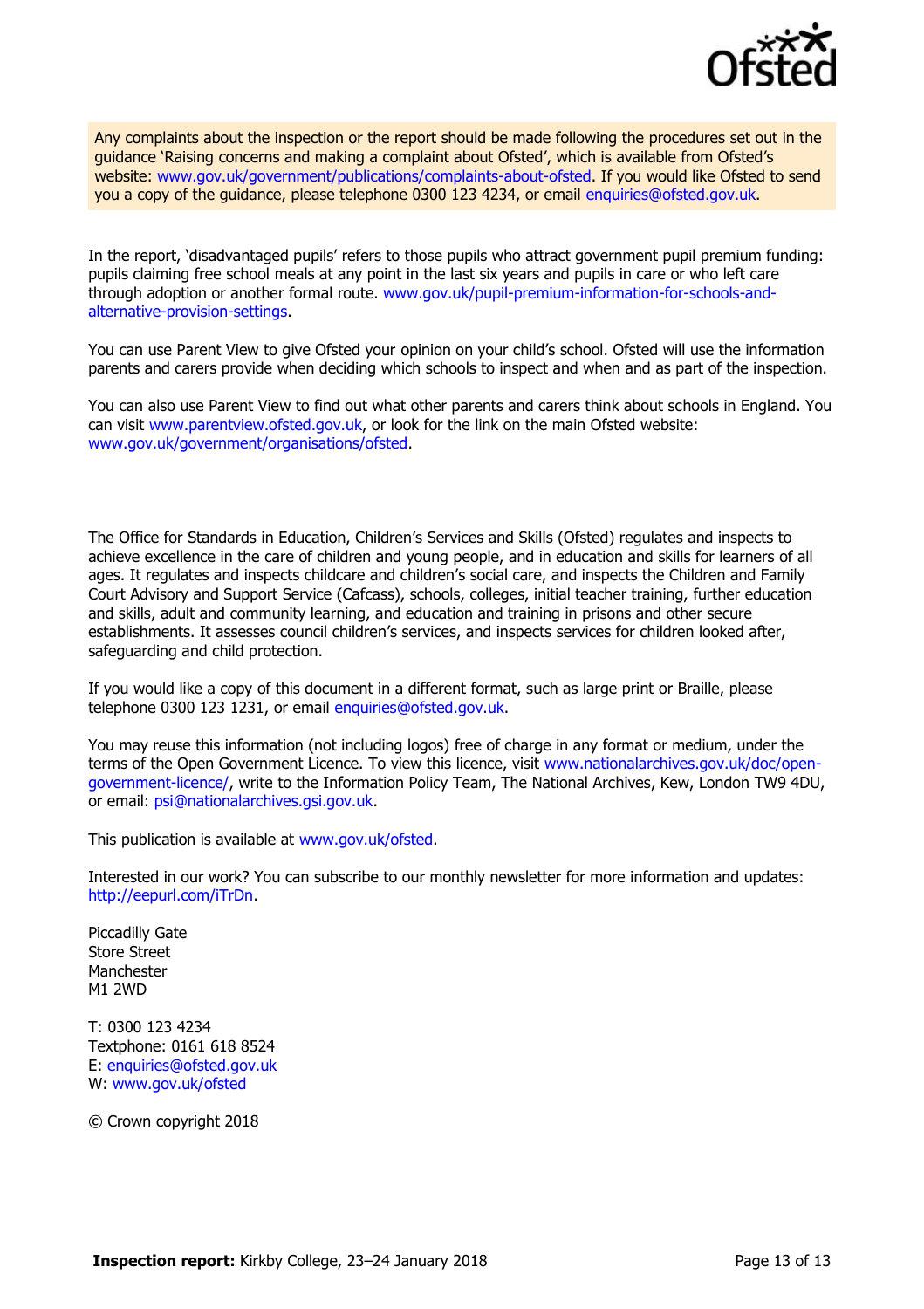Any complaints about the inspection or the report should be made following the procedures set out in the guidance 'Raising concerns and making a complaint about Ofsted', which is available from Ofsted's website: www.gov.uk/government/publications/complaints-about-ofsted. If you would like Ofsted to send you a copy of the guidance, please telephone 0300 123 4234, or email enquiries@ofsted.gov.uk.

In the report, 'disadvantaged pupils' refers to those pupils who attract government pupil premium funding: pupils claiming free school meals at any point in the last six years and pupils in care or who left care through adoption or another formal route. www.gov.uk/pupil-premium-information-for-schools-and-alternative-provision-settings.

You can use Parent View to give Ofsted your opinion on your child's school. Ofsted will use the information parents and carers provide when deciding which schools to inspect and when and as part of the inspection.

You can also use Parent View to find out what other parents and carers think about schools in England. You can visit www.parentview.ofsted.gov.uk, or look for the link on the main Ofsted website: www.gov.uk/government/organisations/ofsted.

The Office for Standards in Education, Children's Services and Skills (Ofsted) regulates and inspects to achieve excellence in the care of children and young people, and in education and skills for learners of all ages. It regulates and inspects childcare and children's social care, and inspects the Children and Family Court Advisory and Support Service (Cafcass), schools, colleges, initial teacher training, further education and skills, adult and community learning, and education and training in prisons and other secure establishments. It assesses council children's services, and inspects services for children looked after, safeguarding and child protection.

If you would like a copy of this document in a different format, such as large print or Braille, please telephone 0300 123 1231, or email enquiries@ofsted.gov.uk.

You may reuse this information (not including logos) free of charge in any format or medium, under the terms of the Open Government Licence. To view this licence, visit www.nationalarchives.gov.uk/doc/open-government-licence/, write to the Information Policy Team, The National Archives, Kew, London TW9 4DU, or email: psi@nationalarchives.gsi.gov.uk.

This publication is available at www.gov.uk/ofsted.

Interested in our work? You can subscribe to our monthly newsletter for more information and updates: http://eepurl.com/iTrDn.

Piccadilly Gate
Store Street
Manchester
M1 2WD

T: 0300 123 4234
Textphone: 0161 618 8524
E: enquiries@ofsted.gov.uk
W: www.gov.uk/ofsted

© Crown copyright 2018